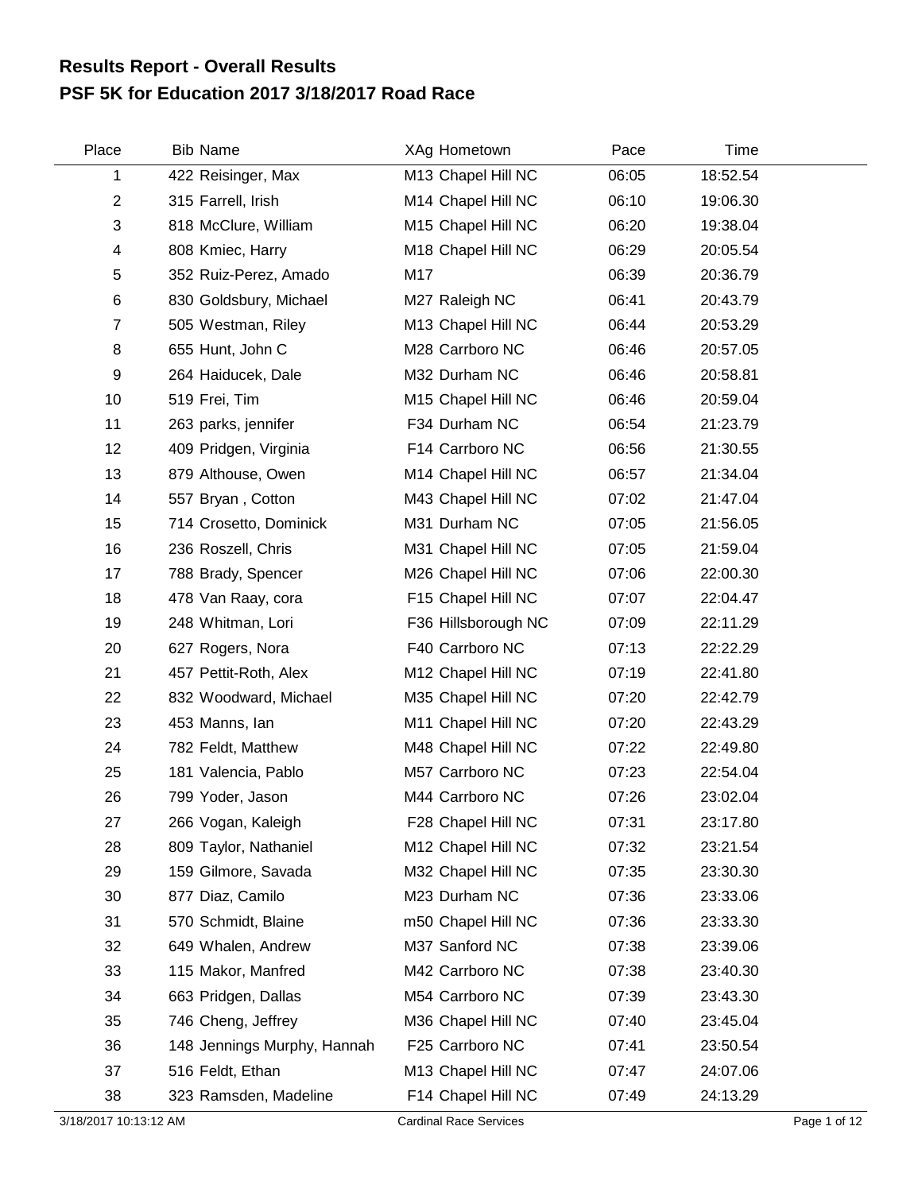# Results Report - Overall Results
## PSF 5K for Education 2017 3/18/2017 Road Race

| Place | Bib | Name | XAg | Hometown | Pace | Time |
|---|---|---|---|---|---|---|
| 1 | 422 | Reisinger, Max | M13 | Chapel Hill NC | 06:05 | 18:52.54 |
| 2 | 315 | Farrell, Irish | M14 | Chapel Hill NC | 06:10 | 19:06.30 |
| 3 | 818 | McClure, William | M15 | Chapel Hill NC | 06:20 | 19:38.04 |
| 4 | 808 | Kmiec, Harry | M18 | Chapel Hill NC | 06:29 | 20:05.54 |
| 5 | 352 | Ruiz-Perez, Amado | M17 | | 06:39 | 20:36.79 |
| 6 | 830 | Goldsbury, Michael | M27 | Raleigh NC | 06:41 | 20:43.79 |
| 7 | 505 | Westman, Riley | M13 | Chapel Hill NC | 06:44 | 20:53.29 |
| 8 | 655 | Hunt, John C | M28 | Carrboro NC | 06:46 | 20:57.05 |
| 9 | 264 | Haiducek, Dale | M32 | Durham NC | 06:46 | 20:58.81 |
| 10 | 519 | Frei, Tim | M15 | Chapel Hill NC | 06:46 | 20:59.04 |
| 11 | 263 | parks, jennifer | F34 | Durham NC | 06:54 | 21:23.79 |
| 12 | 409 | Pridgen, Virginia | F14 | Carrboro NC | 06:56 | 21:30.55 |
| 13 | 879 | Althouse, Owen | M14 | Chapel Hill NC | 06:57 | 21:34.04 |
| 14 | 557 | Bryan , Cotton | M43 | Chapel Hill NC | 07:02 | 21:47.04 |
| 15 | 714 | Crosetto, Dominick | M31 | Durham NC | 07:05 | 21:56.05 |
| 16 | 236 | Roszell, Chris | M31 | Chapel Hill NC | 07:05 | 21:59.04 |
| 17 | 788 | Brady, Spencer | M26 | Chapel Hill NC | 07:06 | 22:00.30 |
| 18 | 478 | Van Raay, cora | F15 | Chapel Hill NC | 07:07 | 22:04.47 |
| 19 | 248 | Whitman, Lori | F36 | Hillsborough NC | 07:09 | 22:11.29 |
| 20 | 627 | Rogers, Nora | F40 | Carrboro NC | 07:13 | 22:22.29 |
| 21 | 457 | Pettit-Roth, Alex | M12 | Chapel Hill NC | 07:19 | 22:41.80 |
| 22 | 832 | Woodward, Michael | M35 | Chapel Hill NC | 07:20 | 22:42.79 |
| 23 | 453 | Manns, Ian | M11 | Chapel Hill NC | 07:20 | 22:43.29 |
| 24 | 782 | Feldt, Matthew | M48 | Chapel Hill NC | 07:22 | 22:49.80 |
| 25 | 181 | Valencia, Pablo | M57 | Carrboro NC | 07:23 | 22:54.04 |
| 26 | 799 | Yoder, Jason | M44 | Carrboro NC | 07:26 | 23:02.04 |
| 27 | 266 | Vogan, Kaleigh | F28 | Chapel Hill NC | 07:31 | 23:17.80 |
| 28 | 809 | Taylor, Nathaniel | M12 | Chapel Hill NC | 07:32 | 23:21.54 |
| 29 | 159 | Gilmore, Savada | M32 | Chapel Hill NC | 07:35 | 23:30.30 |
| 30 | 877 | Diaz, Camilo | M23 | Durham NC | 07:36 | 23:33.06 |
| 31 | 570 | Schmidt, Blaine | m50 | Chapel Hill NC | 07:36 | 23:33.30 |
| 32 | 649 | Whalen, Andrew | M37 | Sanford NC | 07:38 | 23:39.06 |
| 33 | 115 | Makor, Manfred | M42 | Carrboro NC | 07:38 | 23:40.30 |
| 34 | 663 | Pridgen, Dallas | M54 | Carrboro NC | 07:39 | 23:43.30 |
| 35 | 746 | Cheng, Jeffrey | M36 | Chapel Hill NC | 07:40 | 23:45.04 |
| 36 | 148 | Jennings Murphy, Hannah | F25 | Carrboro NC | 07:41 | 23:50.54 |
| 37 | 516 | Feldt, Ethan | M13 | Chapel Hill NC | 07:47 | 24:07.06 |
| 38 | 323 | Ramsden, Madeline | F14 | Chapel Hill NC | 07:49 | 24:13.29 |

3/18/2017 10:13:12 AM Cardinal Race Services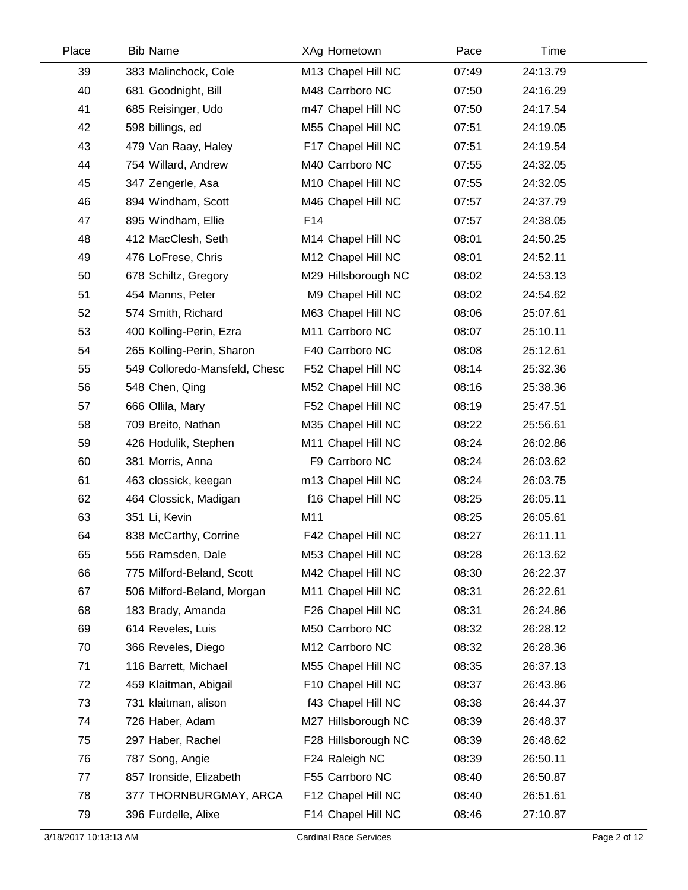| Place | Bib | Name | XAg | Hometown | Pace | Time |
|---|---|---|---|---|---|---|
| 39 | 383 | Malinchock, Cole | M13 | Chapel Hill NC | 07:49 | 24:13.79 |
| 40 | 681 | Goodnight, Bill | M48 | Carrboro NC | 07:50 | 24:16.29 |
| 41 | 685 | Reisinger, Udo | m47 | Chapel Hill NC | 07:50 | 24:17.54 |
| 42 | 598 | billings, ed | M55 | Chapel Hill NC | 07:51 | 24:19.05 |
| 43 | 479 | Van Raay, Haley | F17 | Chapel Hill NC | 07:51 | 24:19.54 |
| 44 | 754 | Willard, Andrew | M40 | Carrboro NC | 07:55 | 24:32.05 |
| 45 | 347 | Zengerle, Asa | M10 | Chapel Hill NC | 07:55 | 24:32.05 |
| 46 | 894 | Windham, Scott | M46 | Chapel Hill NC | 07:57 | 24:37.79 |
| 47 | 895 | Windham, Ellie | F14 | | 07:57 | 24:38.05 |
| 48 | 412 | MacClesh, Seth | M14 | Chapel Hill NC | 08:01 | 24:50.25 |
| 49 | 476 | LoFrese, Chris | M12 | Chapel Hill NC | 08:01 | 24:52.11 |
| 50 | 678 | Schiltz, Gregory | M29 | Hillsborough NC | 08:02 | 24:53.13 |
| 51 | 454 | Manns, Peter | M9 | Chapel Hill NC | 08:02 | 24:54.62 |
| 52 | 574 | Smith, Richard | M63 | Chapel Hill NC | 08:06 | 25:07.61 |
| 53 | 400 | Kolling-Perin, Ezra | M11 | Carrboro NC | 08:07 | 25:10.11 |
| 54 | 265 | Kolling-Perin, Sharon | F40 | Carrboro NC | 08:08 | 25:12.61 |
| 55 | 549 | Colloredo-Mansfeld, Chesc | F52 | Chapel Hill NC | 08:14 | 25:32.36 |
| 56 | 548 | Chen, Qing | M52 | Chapel Hill NC | 08:16 | 25:38.36 |
| 57 | 666 | Ollila, Mary | F52 | Chapel Hill NC | 08:19 | 25:47.51 |
| 58 | 709 | Breito, Nathan | M35 | Chapel Hill NC | 08:22 | 25:56.61 |
| 59 | 426 | Hodulik, Stephen | M11 | Chapel Hill NC | 08:24 | 26:02.86 |
| 60 | 381 | Morris, Anna | F9 | Carrboro NC | 08:24 | 26:03.62 |
| 61 | 463 | clossick, keegan | m13 | Chapel Hill NC | 08:24 | 26:03.75 |
| 62 | 464 | Clossick, Madigan | f16 | Chapel Hill NC | 08:25 | 26:05.11 |
| 63 | 351 | Li, Kevin | M11 | | 08:25 | 26:05.61 |
| 64 | 838 | McCarthy, Corrine | F42 | Chapel Hill NC | 08:27 | 26:11.11 |
| 65 | 556 | Ramsden, Dale | M53 | Chapel Hill NC | 08:28 | 26:13.62 |
| 66 | 775 | Milford-Beland, Scott | M42 | Chapel Hill NC | 08:30 | 26:22.37 |
| 67 | 506 | Milford-Beland, Morgan | M11 | Chapel Hill NC | 08:31 | 26:22.61 |
| 68 | 183 | Brady, Amanda | F26 | Chapel Hill NC | 08:31 | 26:24.86 |
| 69 | 614 | Reveles, Luis | M50 | Carrboro NC | 08:32 | 26:28.12 |
| 70 | 366 | Reveles, Diego | M12 | Carrboro NC | 08:32 | 26:28.36 |
| 71 | 116 | Barrett, Michael | M55 | Chapel Hill NC | 08:35 | 26:37.13 |
| 72 | 459 | Klaitman, Abigail | F10 | Chapel Hill NC | 08:37 | 26:43.86 |
| 73 | 731 | klaitman, alison | f43 | Chapel Hill NC | 08:38 | 26:44.37 |
| 74 | 726 | Haber, Adam | M27 | Hillsborough NC | 08:39 | 26:48.37 |
| 75 | 297 | Haber, Rachel | F28 | Hillsborough NC | 08:39 | 26:48.62 |
| 76 | 787 | Song, Angie | F24 | Raleigh NC | 08:39 | 26:50.11 |
| 77 | 857 | Ironside, Elizabeth | F55 | Carrboro NC | 08:40 | 26:50.87 |
| 78 | 377 | THORNBURGMAY, ARCA | F12 | Chapel Hill NC | 08:40 | 26:51.61 |
| 79 | 396 | Furdelle, Alixe | F14 | Chapel Hill NC | 08:46 | 27:10.87 |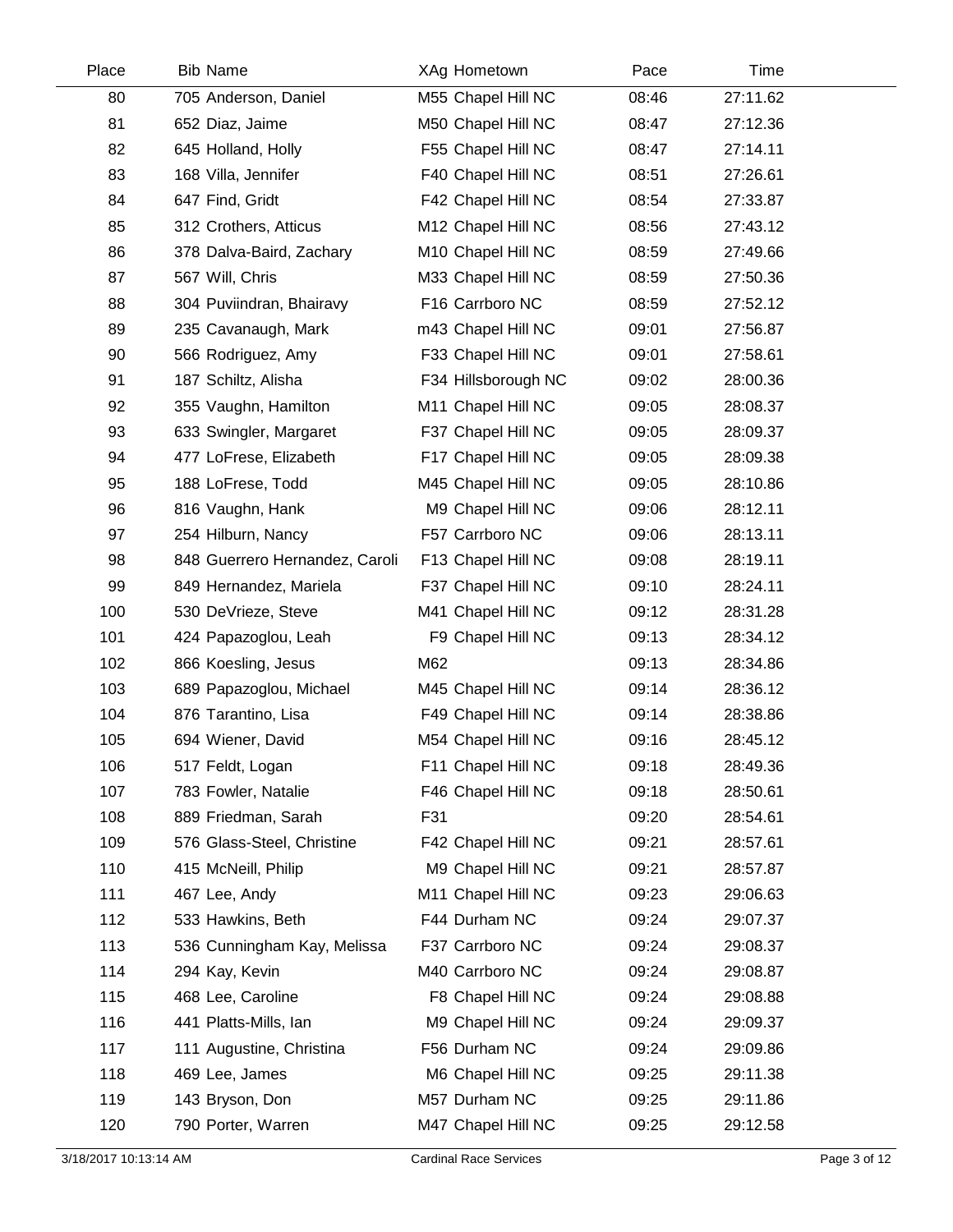| Place | Bib | Name | XAg | Hometown | Pace | Time |
|---|---|---|---|---|---|---|
| 80 | 705 | Anderson, Daniel | M55 | Chapel Hill NC | 08:46 | 27:11.62 |
| 81 | 652 | Diaz, Jaime | M50 | Chapel Hill NC | 08:47 | 27:12.36 |
| 82 | 645 | Holland, Holly | F55 | Chapel Hill NC | 08:47 | 27:14.11 |
| 83 | 168 | Villa, Jennifer | F40 | Chapel Hill NC | 08:51 | 27:26.61 |
| 84 | 647 | Find, Gridt | F42 | Chapel Hill NC | 08:54 | 27:33.87 |
| 85 | 312 | Crothers, Atticus | M12 | Chapel Hill NC | 08:56 | 27:43.12 |
| 86 | 378 | Dalva-Baird, Zachary | M10 | Chapel Hill NC | 08:59 | 27:49.66 |
| 87 | 567 | Will, Chris | M33 | Chapel Hill NC | 08:59 | 27:50.36 |
| 88 | 304 | Puviindran, Bhairavy | F16 | Carrboro NC | 08:59 | 27:52.12 |
| 89 | 235 | Cavanaugh, Mark | m43 | Chapel Hill NC | 09:01 | 27:56.87 |
| 90 | 566 | Rodriguez, Amy | F33 | Chapel Hill NC | 09:01 | 27:58.61 |
| 91 | 187 | Schiltz, Alisha | F34 | Hillsborough NC | 09:02 | 28:00.36 |
| 92 | 355 | Vaughn, Hamilton | M11 | Chapel Hill NC | 09:05 | 28:08.37 |
| 93 | 633 | Swingler, Margaret | F37 | Chapel Hill NC | 09:05 | 28:09.37 |
| 94 | 477 | LoFrese, Elizabeth | F17 | Chapel Hill NC | 09:05 | 28:09.38 |
| 95 | 188 | LoFrese, Todd | M45 | Chapel Hill NC | 09:05 | 28:10.86 |
| 96 | 816 | Vaughn, Hank | M9 | Chapel Hill NC | 09:06 | 28:12.11 |
| 97 | 254 | Hilburn, Nancy | F57 | Carrboro NC | 09:06 | 28:13.11 |
| 98 | 848 | Guerrero Hernandez, Caroli | F13 | Chapel Hill NC | 09:08 | 28:19.11 |
| 99 | 849 | Hernandez, Mariela | F37 | Chapel Hill NC | 09:10 | 28:24.11 |
| 100 | 530 | DeVrieze, Steve | M41 | Chapel Hill NC | 09:12 | 28:31.28 |
| 101 | 424 | Papazoglou, Leah | F9 | Chapel Hill NC | 09:13 | 28:34.12 |
| 102 | 866 | Koesling, Jesus | M62 | | 09:13 | 28:34.86 |
| 103 | 689 | Papazoglou, Michael | M45 | Chapel Hill NC | 09:14 | 28:36.12 |
| 104 | 876 | Tarantino, Lisa | F49 | Chapel Hill NC | 09:14 | 28:38.86 |
| 105 | 694 | Wiener, David | M54 | Chapel Hill NC | 09:16 | 28:45.12 |
| 106 | 517 | Feldt, Logan | F11 | Chapel Hill NC | 09:18 | 28:49.36 |
| 107 | 783 | Fowler, Natalie | F46 | Chapel Hill NC | 09:18 | 28:50.61 |
| 108 | 889 | Friedman, Sarah | F31 | | 09:20 | 28:54.61 |
| 109 | 576 | Glass-Steel, Christine | F42 | Chapel Hill NC | 09:21 | 28:57.61 |
| 110 | 415 | McNeill, Philip | M9 | Chapel Hill NC | 09:21 | 28:57.87 |
| 111 | 467 | Lee, Andy | M11 | Chapel Hill NC | 09:23 | 29:06.63 |
| 112 | 533 | Hawkins, Beth | F44 | Durham NC | 09:24 | 29:07.37 |
| 113 | 536 | Cunningham Kay, Melissa | F37 | Carrboro NC | 09:24 | 29:08.37 |
| 114 | 294 | Kay, Kevin | M40 | Carrboro NC | 09:24 | 29:08.87 |
| 115 | 468 | Lee, Caroline | F8 | Chapel Hill NC | 09:24 | 29:08.88 |
| 116 | 441 | Platts-Mills, Ian | M9 | Chapel Hill NC | 09:24 | 29:09.37 |
| 117 | 111 | Augustine, Christina | F56 | Durham NC | 09:24 | 29:09.86 |
| 118 | 469 | Lee, James | M6 | Chapel Hill NC | 09:25 | 29:11.38 |
| 119 | 143 | Bryson, Don | M57 | Durham NC | 09:25 | 29:11.86 |
| 120 | 790 | Porter, Warren | M47 | Chapel Hill NC | 09:25 | 29:12.58 |

3/18/2017 10:13:14 AM    Cardinal Race Services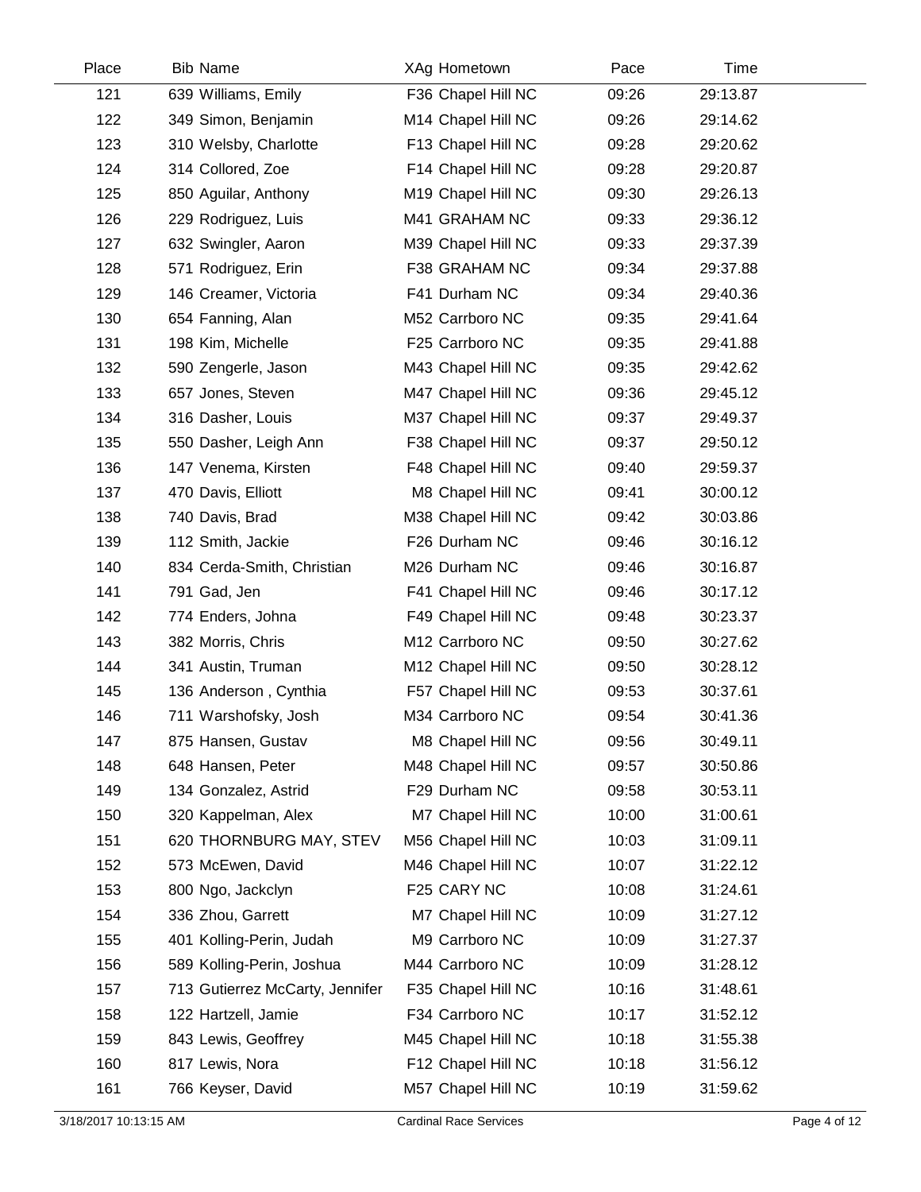| Place | Bib | Name | XAg | Hometown | Pace | Time |
|---|---|---|---|---|---|---|
| 121 | 639 | Williams, Emily | F36 | Chapel Hill NC | 09:26 | 29:13.87 |
| 122 | 349 | Simon, Benjamin | M14 | Chapel Hill NC | 09:26 | 29:14.62 |
| 123 | 310 | Welsby, Charlotte | F13 | Chapel Hill NC | 09:28 | 29:20.62 |
| 124 | 314 | Collored, Zoe | F14 | Chapel Hill NC | 09:28 | 29:20.87 |
| 125 | 850 | Aguilar, Anthony | M19 | Chapel Hill NC | 09:30 | 29:26.13 |
| 126 | 229 | Rodriguez, Luis | M41 | GRAHAM NC | 09:33 | 29:36.12 |
| 127 | 632 | Swingler, Aaron | M39 | Chapel Hill NC | 09:33 | 29:37.39 |
| 128 | 571 | Rodriguez, Erin | F38 | GRAHAM NC | 09:34 | 29:37.88 |
| 129 | 146 | Creamer, Victoria | F41 | Durham NC | 09:34 | 29:40.36 |
| 130 | 654 | Fanning, Alan | M52 | Carrboro NC | 09:35 | 29:41.64 |
| 131 | 198 | Kim, Michelle | F25 | Carrboro NC | 09:35 | 29:41.88 |
| 132 | 590 | Zengerle, Jason | M43 | Chapel Hill NC | 09:35 | 29:42.62 |
| 133 | 657 | Jones, Steven | M47 | Chapel Hill NC | 09:36 | 29:45.12 |
| 134 | 316 | Dasher, Louis | M37 | Chapel Hill NC | 09:37 | 29:49.37 |
| 135 | 550 | Dasher, Leigh Ann | F38 | Chapel Hill NC | 09:37 | 29:50.12 |
| 136 | 147 | Venema, Kirsten | F48 | Chapel Hill NC | 09:40 | 29:59.37 |
| 137 | 470 | Davis, Elliott | M8 | Chapel Hill NC | 09:41 | 30:00.12 |
| 138 | 740 | Davis, Brad | M38 | Chapel Hill NC | 09:42 | 30:03.86 |
| 139 | 112 | Smith, Jackie | F26 | Durham NC | 09:46 | 30:16.12 |
| 140 | 834 | Cerda-Smith, Christian | M26 | Durham NC | 09:46 | 30:16.87 |
| 141 | 791 | Gad, Jen | F41 | Chapel Hill NC | 09:46 | 30:17.12 |
| 142 | 774 | Enders, Johna | F49 | Chapel Hill NC | 09:48 | 30:23.37 |
| 143 | 382 | Morris, Chris | M12 | Carrboro NC | 09:50 | 30:27.62 |
| 144 | 341 | Austin, Truman | M12 | Chapel Hill NC | 09:50 | 30:28.12 |
| 145 | 136 | Anderson , Cynthia | F57 | Chapel Hill NC | 09:53 | 30:37.61 |
| 146 | 711 | Warshofsky, Josh | M34 | Carrboro NC | 09:54 | 30:41.36 |
| 147 | 875 | Hansen, Gustav | M8 | Chapel Hill NC | 09:56 | 30:49.11 |
| 148 | 648 | Hansen, Peter | M48 | Chapel Hill NC | 09:57 | 30:50.86 |
| 149 | 134 | Gonzalez, Astrid | F29 | Durham NC | 09:58 | 30:53.11 |
| 150 | 320 | Kappelman, Alex | M7 | Chapel Hill NC | 10:00 | 31:00.61 |
| 151 | 620 | THORNBURG MAY, STEV | M56 | Chapel Hill NC | 10:03 | 31:09.11 |
| 152 | 573 | McEwen, David | M46 | Chapel Hill NC | 10:07 | 31:22.12 |
| 153 | 800 | Ngo, Jackclyn | F25 | CARY NC | 10:08 | 31:24.61 |
| 154 | 336 | Zhou, Garrett | M7 | Chapel Hill NC | 10:09 | 31:27.12 |
| 155 | 401 | Kolling-Perin, Judah | M9 | Carrboro NC | 10:09 | 31:27.37 |
| 156 | 589 | Kolling-Perin, Joshua | M44 | Carrboro NC | 10:09 | 31:28.12 |
| 157 | 713 | Gutierrez McCarty, Jennifer | F35 | Chapel Hill NC | 10:16 | 31:48.61 |
| 158 | 122 | Hartzell, Jamie | F34 | Carrboro NC | 10:17 | 31:52.12 |
| 159 | 843 | Lewis, Geoffrey | M45 | Chapel Hill NC | 10:18 | 31:55.38 |
| 160 | 817 | Lewis, Nora | F12 | Chapel Hill NC | 10:18 | 31:56.12 |
| 161 | 766 | Keyser, David | M57 | Chapel Hill NC | 10:19 | 31:59.62 |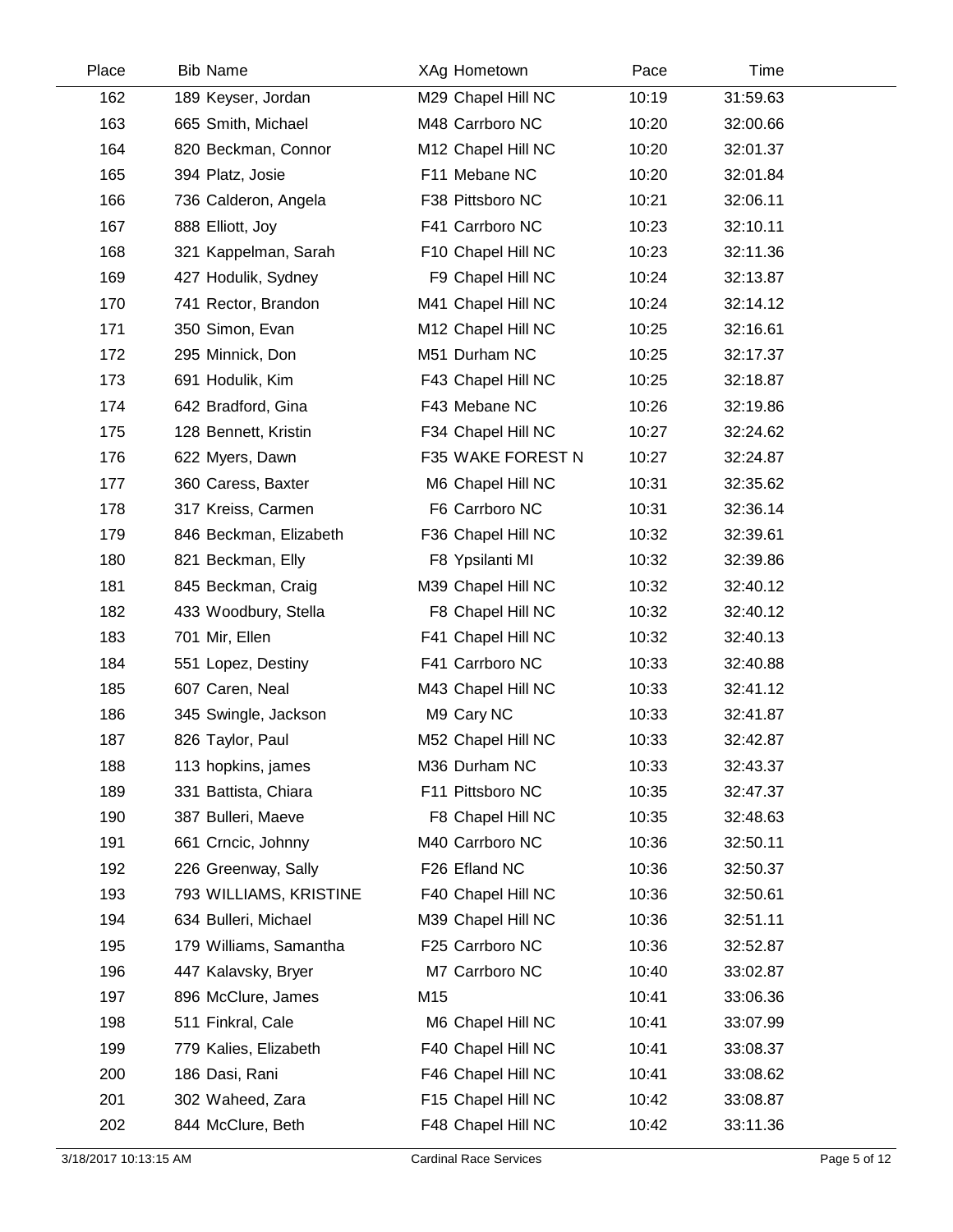| Place | Bib | Name | XAg | Hometown | Pace | Time |
|---|---|---|---|---|---|---|
| 162 | 189 | Keyser, Jordan | M29 | Chapel Hill NC | 10:19 | 31:59.63 |
| 163 | 665 | Smith, Michael | M48 | Carrboro NC | 10:20 | 32:00.66 |
| 164 | 820 | Beckman, Connor | M12 | Chapel Hill NC | 10:20 | 32:01.37 |
| 165 | 394 | Platz, Josie | F11 | Mebane NC | 10:20 | 32:01.84 |
| 166 | 736 | Calderon, Angela | F38 | Pittsboro NC | 10:21 | 32:06.11 |
| 167 | 888 | Elliott, Joy | F41 | Carrboro NC | 10:23 | 32:10.11 |
| 168 | 321 | Kappelman, Sarah | F10 | Chapel Hill NC | 10:23 | 32:11.36 |
| 169 | 427 | Hodulik, Sydney | F9 | Chapel Hill NC | 10:24 | 32:13.87 |
| 170 | 741 | Rector, Brandon | M41 | Chapel Hill NC | 10:24 | 32:14.12 |
| 171 | 350 | Simon, Evan | M12 | Chapel Hill NC | 10:25 | 32:16.61 |
| 172 | 295 | Minnick, Don | M51 | Durham NC | 10:25 | 32:17.37 |
| 173 | 691 | Hodulik, Kim | F43 | Chapel Hill NC | 10:25 | 32:18.87 |
| 174 | 642 | Bradford, Gina | F43 | Mebane NC | 10:26 | 32:19.86 |
| 175 | 128 | Bennett, Kristin | F34 | Chapel Hill NC | 10:27 | 32:24.62 |
| 176 | 622 | Myers, Dawn | F35 | WAKE FOREST N | 10:27 | 32:24.87 |
| 177 | 360 | Caress, Baxter | M6 | Chapel Hill NC | 10:31 | 32:35.62 |
| 178 | 317 | Kreiss, Carmen | F6 | Carrboro NC | 10:31 | 32:36.14 |
| 179 | 846 | Beckman, Elizabeth | F36 | Chapel Hill NC | 10:32 | 32:39.61 |
| 180 | 821 | Beckman, Elly | F8 | Ypsilanti MI | 10:32 | 32:39.86 |
| 181 | 845 | Beckman, Craig | M39 | Chapel Hill NC | 10:32 | 32:40.12 |
| 182 | 433 | Woodbury, Stella | F8 | Chapel Hill NC | 10:32 | 32:40.12 |
| 183 | 701 | Mir, Ellen | F41 | Chapel Hill NC | 10:32 | 32:40.13 |
| 184 | 551 | Lopez, Destiny | F41 | Carrboro NC | 10:33 | 32:40.88 |
| 185 | 607 | Caren, Neal | M43 | Chapel Hill NC | 10:33 | 32:41.12 |
| 186 | 345 | Swingle, Jackson | M9 | Cary NC | 10:33 | 32:41.87 |
| 187 | 826 | Taylor, Paul | M52 | Chapel Hill NC | 10:33 | 32:42.87 |
| 188 | 113 | hopkins, james | M36 | Durham NC | 10:33 | 32:43.37 |
| 189 | 331 | Battista, Chiara | F11 | Pittsboro NC | 10:35 | 32:47.37 |
| 190 | 387 | Bulleri, Maeve | F8 | Chapel Hill NC | 10:35 | 32:48.63 |
| 191 | 661 | Crncic, Johnny | M40 | Carrboro NC | 10:36 | 32:50.11 |
| 192 | 226 | Greenway, Sally | F26 | Efland NC | 10:36 | 32:50.37 |
| 193 | 793 | WILLIAMS, KRISTINE | F40 | Chapel Hill NC | 10:36 | 32:50.61 |
| 194 | 634 | Bulleri, Michael | M39 | Chapel Hill NC | 10:36 | 32:51.11 |
| 195 | 179 | Williams, Samantha | F25 | Carrboro NC | 10:36 | 32:52.87 |
| 196 | 447 | Kalavsky, Bryer | M7 | Carrboro NC | 10:40 | 33:02.87 |
| 197 | 896 | McClure, James | M15 | | 10:41 | 33:06.36 |
| 198 | 511 | Finkral, Cale | M6 | Chapel Hill NC | 10:41 | 33:07.99 |
| 199 | 779 | Kalies, Elizabeth | F40 | Chapel Hill NC | 10:41 | 33:08.37 |
| 200 | 186 | Dasi, Rani | F46 | Chapel Hill NC | 10:41 | 33:08.62 |
| 201 | 302 | Waheed, Zara | F15 | Chapel Hill NC | 10:42 | 33:08.87 |
| 202 | 844 | McClure, Beth | F48 | Chapel Hill NC | 10:42 | 33:11.36 |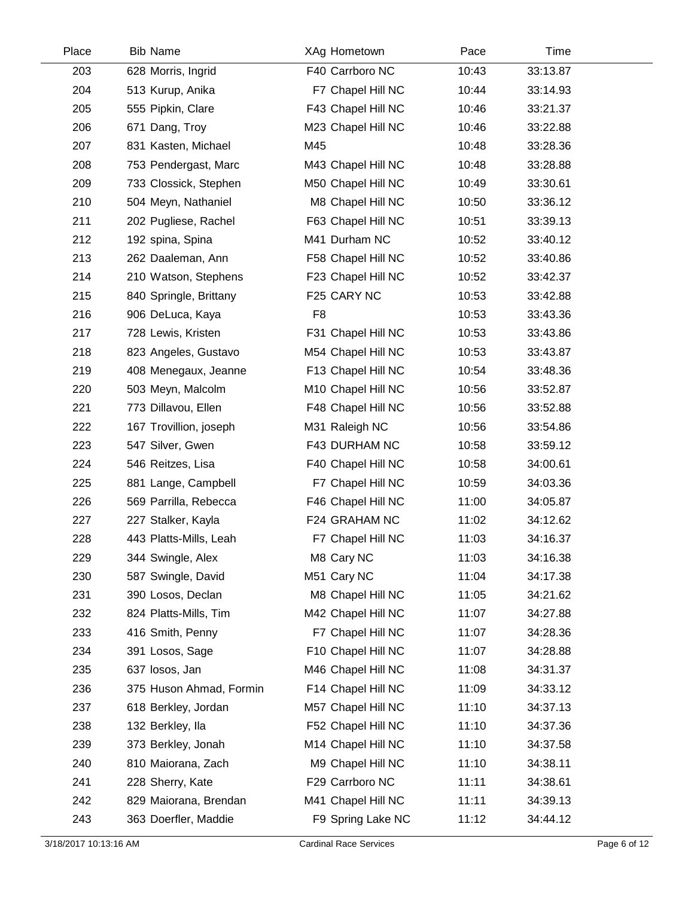| Place | Bib | Name | XAg | Hometown | Pace | Time |
|---|---|---|---|---|---|---|
| 203 | 628 | Morris, Ingrid | F40 | Carrboro NC | 10:43 | 33:13.87 |
| 204 | 513 | Kurup, Anika | F7 | Chapel Hill NC | 10:44 | 33:14.93 |
| 205 | 555 | Pipkin, Clare | F43 | Chapel Hill NC | 10:46 | 33:21.37 |
| 206 | 671 | Dang, Troy | M23 | Chapel Hill NC | 10:46 | 33:22.88 |
| 207 | 831 | Kasten, Michael | M45 | | 10:48 | 33:28.36 |
| 208 | 753 | Pendergast, Marc | M43 | Chapel Hill NC | 10:48 | 33:28.88 |
| 209 | 733 | Clossick, Stephen | M50 | Chapel Hill NC | 10:49 | 33:30.61 |
| 210 | 504 | Meyn, Nathaniel | M8 | Chapel Hill NC | 10:50 | 33:36.12 |
| 211 | 202 | Pugliese, Rachel | F63 | Chapel Hill NC | 10:51 | 33:39.13 |
| 212 | 192 | spina, Spina | M41 | Durham NC | 10:52 | 33:40.12 |
| 213 | 262 | Daaleman, Ann | F58 | Chapel Hill NC | 10:52 | 33:40.86 |
| 214 | 210 | Watson, Stephens | F23 | Chapel Hill NC | 10:52 | 33:42.37 |
| 215 | 840 | Springle, Brittany | F25 | CARY NC | 10:53 | 33:42.88 |
| 216 | 906 | DeLuca, Kaya | F8 | | 10:53 | 33:43.36 |
| 217 | 728 | Lewis, Kristen | F31 | Chapel Hill NC | 10:53 | 33:43.86 |
| 218 | 823 | Angeles, Gustavo | M54 | Chapel Hill NC | 10:53 | 33:43.87 |
| 219 | 408 | Menegaux, Jeanne | F13 | Chapel Hill NC | 10:54 | 33:48.36 |
| 220 | 503 | Meyn, Malcolm | M10 | Chapel Hill NC | 10:56 | 33:52.87 |
| 221 | 773 | Dillavou, Ellen | F48 | Chapel Hill NC | 10:56 | 33:52.88 |
| 222 | 167 | Trovillion, joseph | M31 | Raleigh NC | 10:56 | 33:54.86 |
| 223 | 547 | Silver, Gwen | F43 | DURHAM NC | 10:58 | 33:59.12 |
| 224 | 546 | Reitzes, Lisa | F40 | Chapel Hill NC | 10:58 | 34:00.61 |
| 225 | 881 | Lange, Campbell | F7 | Chapel Hill NC | 10:59 | 34:03.36 |
| 226 | 569 | Parrilla, Rebecca | F46 | Chapel Hill NC | 11:00 | 34:05.87 |
| 227 | 227 | Stalker, Kayla | F24 | GRAHAM NC | 11:02 | 34:12.62 |
| 228 | 443 | Platts-Mills, Leah | F7 | Chapel Hill NC | 11:03 | 34:16.37 |
| 229 | 344 | Swingle, Alex | M8 | Cary NC | 11:03 | 34:16.38 |
| 230 | 587 | Swingle, David | M51 | Cary NC | 11:04 | 34:17.38 |
| 231 | 390 | Losos, Declan | M8 | Chapel Hill NC | 11:05 | 34:21.62 |
| 232 | 824 | Platts-Mills, Tim | M42 | Chapel Hill NC | 11:07 | 34:27.88 |
| 233 | 416 | Smith, Penny | F7 | Chapel Hill NC | 11:07 | 34:28.36 |
| 234 | 391 | Losos, Sage | F10 | Chapel Hill NC | 11:07 | 34:28.88 |
| 235 | 637 | losos, Jan | M46 | Chapel Hill NC | 11:08 | 34:31.37 |
| 236 | 375 | Huson Ahmad, Formin | F14 | Chapel Hill NC | 11:09 | 34:33.12 |
| 237 | 618 | Berkley, Jordan | M57 | Chapel Hill NC | 11:10 | 34:37.13 |
| 238 | 132 | Berkley, Ila | F52 | Chapel Hill NC | 11:10 | 34:37.36 |
| 239 | 373 | Berkley, Jonah | M14 | Chapel Hill NC | 11:10 | 34:37.58 |
| 240 | 810 | Maiorana, Zach | M9 | Chapel Hill NC | 11:10 | 34:38.11 |
| 241 | 228 | Sherry, Kate | F29 | Carrboro NC | 11:11 | 34:38.61 |
| 242 | 829 | Maiorana, Brendan | M41 | Chapel Hill NC | 11:11 | 34:39.13 |
| 243 | 363 | Doerfler, Maddie | F9 | Spring Lake NC | 11:12 | 34:44.12 |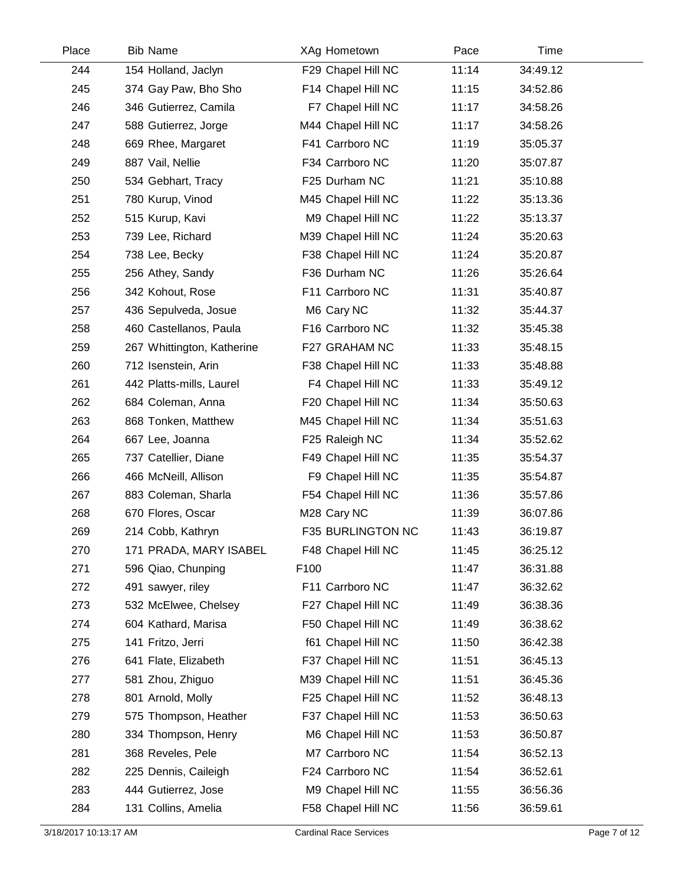| Place | Bib | Name | XAg | Hometown | Pace | Time |
|---|---|---|---|---|---|---|
| 244 | 154 | Holland, Jaclyn | F29 | Chapel Hill NC | 11:14 | 34:49.12 |
| 245 | 374 | Gay Paw, Bho Sho | F14 | Chapel Hill NC | 11:15 | 34:52.86 |
| 246 | 346 | Gutierrez, Camila | F7 | Chapel Hill NC | 11:17 | 34:58.26 |
| 247 | 588 | Gutierrez, Jorge | M44 | Chapel Hill NC | 11:17 | 34:58.26 |
| 248 | 669 | Rhee, Margaret | F41 | Carrboro NC | 11:19 | 35:05.37 |
| 249 | 887 | Vail, Nellie | F34 | Carrboro NC | 11:20 | 35:07.87 |
| 250 | 534 | Gebhart, Tracy | F25 | Durham NC | 11:21 | 35:10.88 |
| 251 | 780 | Kurup, Vinod | M45 | Chapel Hill NC | 11:22 | 35:13.36 |
| 252 | 515 | Kurup, Kavi | M9 | Chapel Hill NC | 11:22 | 35:13.37 |
| 253 | 739 | Lee, Richard | M39 | Chapel Hill NC | 11:24 | 35:20.63 |
| 254 | 738 | Lee, Becky | F38 | Chapel Hill NC | 11:24 | 35:20.87 |
| 255 | 256 | Athey, Sandy | F36 | Durham NC | 11:26 | 35:26.64 |
| 256 | 342 | Kohout, Rose | F11 | Carrboro NC | 11:31 | 35:40.87 |
| 257 | 436 | Sepulveda, Josue | M6 | Cary NC | 11:32 | 35:44.37 |
| 258 | 460 | Castellanos, Paula | F16 | Carrboro NC | 11:32 | 35:45.38 |
| 259 | 267 | Whittington, Katherine | F27 | GRAHAM NC | 11:33 | 35:48.15 |
| 260 | 712 | Isenstein, Arin | F38 | Chapel Hill NC | 11:33 | 35:48.88 |
| 261 | 442 | Platts-mills, Laurel | F4 | Chapel Hill NC | 11:33 | 35:49.12 |
| 262 | 684 | Coleman, Anna | F20 | Chapel Hill NC | 11:34 | 35:50.63 |
| 263 | 868 | Tonken, Matthew | M45 | Chapel Hill NC | 11:34 | 35:51.63 |
| 264 | 667 | Lee, Joanna | F25 | Raleigh NC | 11:34 | 35:52.62 |
| 265 | 737 | Catellier, Diane | F49 | Chapel Hill NC | 11:35 | 35:54.37 |
| 266 | 466 | McNeill, Allison | F9 | Chapel Hill NC | 11:35 | 35:54.87 |
| 267 | 883 | Coleman, Sharla | F54 | Chapel Hill NC | 11:36 | 35:57.86 |
| 268 | 670 | Flores, Oscar | M28 | Cary NC | 11:39 | 36:07.86 |
| 269 | 214 | Cobb, Kathryn | F35 | BURLINGTON NC | 11:43 | 36:19.87 |
| 270 | 171 | PRADA, MARY ISABEL | F48 | Chapel Hill NC | 11:45 | 36:25.12 |
| 271 | 596 | Qiao, Chunping | F100 | | 11:47 | 36:31.88 |
| 272 | 491 | sawyer, riley | F11 | Carrboro NC | 11:47 | 36:32.62 |
| 273 | 532 | McElwee, Chelsey | F27 | Chapel Hill NC | 11:49 | 36:38.36 |
| 274 | 604 | Kathard, Marisa | F50 | Chapel Hill NC | 11:49 | 36:38.62 |
| 275 | 141 | Fritzo, Jerri | f61 | Chapel Hill NC | 11:50 | 36:42.38 |
| 276 | 641 | Flate, Elizabeth | F37 | Chapel Hill NC | 11:51 | 36:45.13 |
| 277 | 581 | Zhou, Zhiguo | M39 | Chapel Hill NC | 11:51 | 36:45.36 |
| 278 | 801 | Arnold, Molly | F25 | Chapel Hill NC | 11:52 | 36:48.13 |
| 279 | 575 | Thompson, Heather | F37 | Chapel Hill NC | 11:53 | 36:50.63 |
| 280 | 334 | Thompson, Henry | M6 | Chapel Hill NC | 11:53 | 36:50.87 |
| 281 | 368 | Reveles, Pele | M7 | Carrboro NC | 11:54 | 36:52.13 |
| 282 | 225 | Dennis, Caileigh | F24 | Carrboro NC | 11:54 | 36:52.61 |
| 283 | 444 | Gutierrez, Jose | M9 | Chapel Hill NC | 11:55 | 36:56.36 |
| 284 | 131 | Collins, Amelia | F58 | Chapel Hill NC | 11:56 | 36:59.61 |

3/18/2017 10:13:17 AM — Cardinal Race Services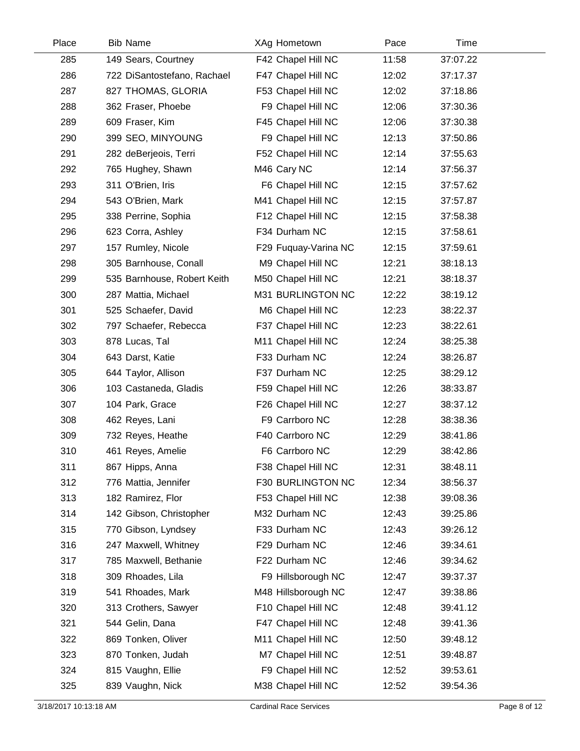| Place | Bib | Name | XAg | Hometown | Pace | Time |
|---|---|---|---|---|---|---|
| 285 | 149 | Sears, Courtney | F42 | Chapel Hill NC | 11:58 | 37:07.22 |
| 286 | 722 | DiSantostefano, Rachael | F47 | Chapel Hill NC | 12:02 | 37:17.37 |
| 287 | 827 | THOMAS, GLORIA | F53 | Chapel Hill NC | 12:02 | 37:18.86 |
| 288 | 362 | Fraser, Phoebe | F9 | Chapel Hill NC | 12:06 | 37:30.36 |
| 289 | 609 | Fraser, Kim | F45 | Chapel Hill NC | 12:06 | 37:30.38 |
| 290 | 399 | SEO, MINYOUNG | F9 | Chapel Hill NC | 12:13 | 37:50.86 |
| 291 | 282 | deBerjeois, Terri | F52 | Chapel Hill NC | 12:14 | 37:55.63 |
| 292 | 765 | Hughey, Shawn | M46 | Cary NC | 12:14 | 37:56.37 |
| 293 | 311 | O'Brien, Iris | F6 | Chapel Hill NC | 12:15 | 37:57.62 |
| 294 | 543 | O'Brien, Mark | M41 | Chapel Hill NC | 12:15 | 37:57.87 |
| 295 | 338 | Perrine, Sophia | F12 | Chapel Hill NC | 12:15 | 37:58.38 |
| 296 | 623 | Corra, Ashley | F34 | Durham NC | 12:15 | 37:58.61 |
| 297 | 157 | Rumley, Nicole | F29 | Fuquay-Varina NC | 12:15 | 37:59.61 |
| 298 | 305 | Barnhouse, Conall | M9 | Chapel Hill NC | 12:21 | 38:18.13 |
| 299 | 535 | Barnhouse, Robert Keith | M50 | Chapel Hill NC | 12:21 | 38:18.37 |
| 300 | 287 | Mattia, Michael | M31 | BURLINGTON NC | 12:22 | 38:19.12 |
| 301 | 525 | Schaefer, David | M6 | Chapel Hill NC | 12:23 | 38:22.37 |
| 302 | 797 | Schaefer, Rebecca | F37 | Chapel Hill NC | 12:23 | 38:22.61 |
| 303 | 878 | Lucas, Tal | M11 | Chapel Hill NC | 12:24 | 38:25.38 |
| 304 | 643 | Darst, Katie | F33 | Durham NC | 12:24 | 38:26.87 |
| 305 | 644 | Taylor, Allison | F37 | Durham NC | 12:25 | 38:29.12 |
| 306 | 103 | Castaneda, Gladis | F59 | Chapel Hill NC | 12:26 | 38:33.87 |
| 307 | 104 | Park, Grace | F26 | Chapel Hill NC | 12:27 | 38:37.12 |
| 308 | 462 | Reyes, Lani | F9 | Carrboro NC | 12:28 | 38:38.36 |
| 309 | 732 | Reyes, Heathe | F40 | Carrboro NC | 12:29 | 38:41.86 |
| 310 | 461 | Reyes, Amelie | F6 | Carrboro NC | 12:29 | 38:42.86 |
| 311 | 867 | Hipps, Anna | F38 | Chapel Hill NC | 12:31 | 38:48.11 |
| 312 | 776 | Mattia, Jennifer | F30 | BURLINGTON NC | 12:34 | 38:56.37 |
| 313 | 182 | Ramirez, Flor | F53 | Chapel Hill NC | 12:38 | 39:08.36 |
| 314 | 142 | Gibson, Christopher | M32 | Durham NC | 12:43 | 39:25.86 |
| 315 | 770 | Gibson, Lyndsey | F33 | Durham NC | 12:43 | 39:26.12 |
| 316 | 247 | Maxwell, Whitney | F29 | Durham NC | 12:46 | 39:34.61 |
| 317 | 785 | Maxwell, Bethanie | F22 | Durham NC | 12:46 | 39:34.62 |
| 318 | 309 | Rhoades, Lila | F9 | Hillsborough NC | 12:47 | 39:37.37 |
| 319 | 541 | Rhoades, Mark | M48 | Hillsborough NC | 12:47 | 39:38.86 |
| 320 | 313 | Crothers, Sawyer | F10 | Chapel Hill NC | 12:48 | 39:41.12 |
| 321 | 544 | Gelin, Dana | F47 | Chapel Hill NC | 12:48 | 39:41.36 |
| 322 | 869 | Tonken, Oliver | M11 | Chapel Hill NC | 12:50 | 39:48.12 |
| 323 | 870 | Tonken, Judah | M7 | Chapel Hill NC | 12:51 | 39:48.87 |
| 324 | 815 | Vaughn, Ellie | F9 | Chapel Hill NC | 12:52 | 39:53.61 |
| 325 | 839 | Vaughn, Nick | M38 | Chapel Hill NC | 12:52 | 39:54.36 |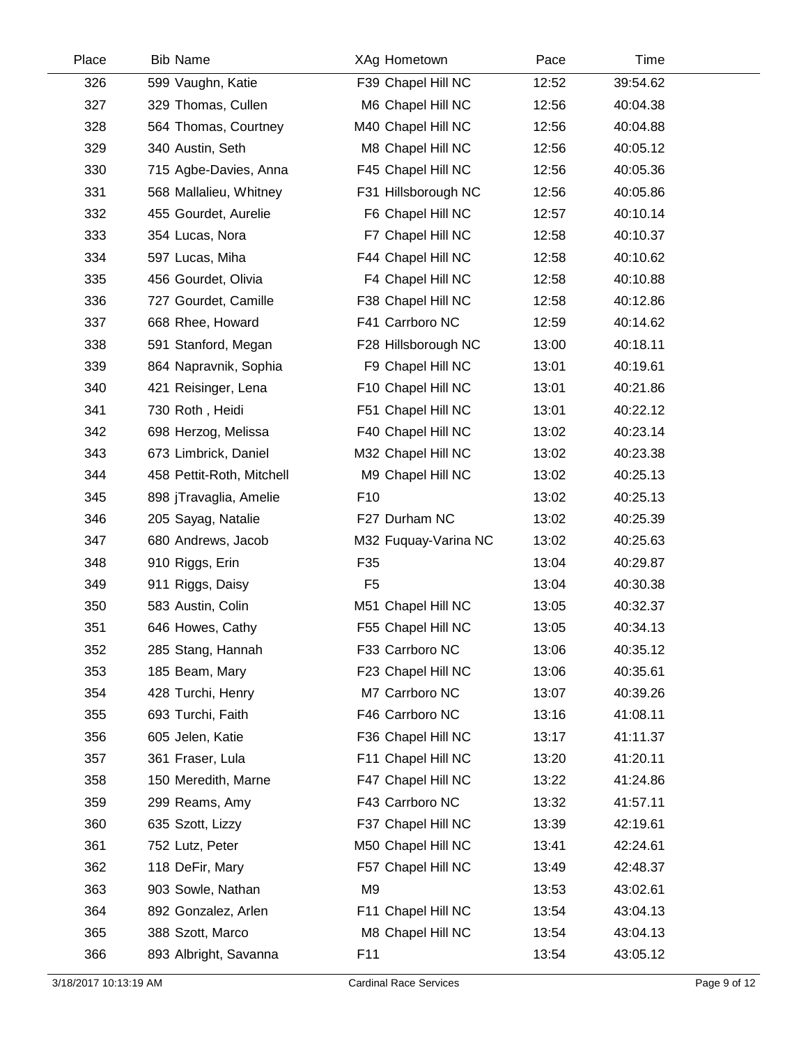| Place | Bib | Name | XAg | Hometown | Pace | Time |
|---|---|---|---|---|---|---|
| 326 | 599 | Vaughn, Katie | F39 | Chapel Hill NC | 12:52 | 39:54.62 |
| 327 | 329 | Thomas, Cullen | M6 | Chapel Hill NC | 12:56 | 40:04.38 |
| 328 | 564 | Thomas, Courtney | M40 | Chapel Hill NC | 12:56 | 40:04.88 |
| 329 | 340 | Austin, Seth | M8 | Chapel Hill NC | 12:56 | 40:05.12 |
| 330 | 715 | Agbe-Davies, Anna | F45 | Chapel Hill NC | 12:56 | 40:05.36 |
| 331 | 568 | Mallalieu, Whitney | F31 | Hillsborough NC | 12:56 | 40:05.86 |
| 332 | 455 | Gourdet, Aurelie | F6 | Chapel Hill NC | 12:57 | 40:10.14 |
| 333 | 354 | Lucas, Nora | F7 | Chapel Hill NC | 12:58 | 40:10.37 |
| 334 | 597 | Lucas, Miha | F44 | Chapel Hill NC | 12:58 | 40:10.62 |
| 335 | 456 | Gourdet, Olivia | F4 | Chapel Hill NC | 12:58 | 40:10.88 |
| 336 | 727 | Gourdet, Camille | F38 | Chapel Hill NC | 12:58 | 40:12.86 |
| 337 | 668 | Rhee, Howard | F41 | Carrboro NC | 12:59 | 40:14.62 |
| 338 | 591 | Stanford, Megan | F28 | Hillsborough NC | 13:00 | 40:18.11 |
| 339 | 864 | Napravnik, Sophia | F9 | Chapel Hill NC | 13:01 | 40:19.61 |
| 340 | 421 | Reisinger, Lena | F10 | Chapel Hill NC | 13:01 | 40:21.86 |
| 341 | 730 | Roth , Heidi | F51 | Chapel Hill NC | 13:01 | 40:22.12 |
| 342 | 698 | Herzog, Melissa | F40 | Chapel Hill NC | 13:02 | 40:23.14 |
| 343 | 673 | Limbrick, Daniel | M32 | Chapel Hill NC | 13:02 | 40:23.38 |
| 344 | 458 | Pettit-Roth, Mitchell | M9 | Chapel Hill NC | 13:02 | 40:25.13 |
| 345 | 898 | jTravaglia, Amelie | F10 | | 13:02 | 40:25.13 |
| 346 | 205 | Sayag, Natalie | F27 | Durham NC | 13:02 | 40:25.39 |
| 347 | 680 | Andrews, Jacob | M32 | Fuquay-Varina NC | 13:02 | 40:25.63 |
| 348 | 910 | Riggs, Erin | F35 | | 13:04 | 40:29.87 |
| 349 | 911 | Riggs, Daisy | F5 | | 13:04 | 40:30.38 |
| 350 | 583 | Austin, Colin | M51 | Chapel Hill NC | 13:05 | 40:32.37 |
| 351 | 646 | Howes, Cathy | F55 | Chapel Hill NC | 13:05 | 40:34.13 |
| 352 | 285 | Stang, Hannah | F33 | Carrboro NC | 13:06 | 40:35.12 |
| 353 | 185 | Beam, Mary | F23 | Chapel Hill NC | 13:06 | 40:35.61 |
| 354 | 428 | Turchi, Henry | M7 | Carrboro NC | 13:07 | 40:39.26 |
| 355 | 693 | Turchi, Faith | F46 | Carrboro NC | 13:16 | 41:08.11 |
| 356 | 605 | Jelen, Katie | F36 | Chapel Hill NC | 13:17 | 41:11.37 |
| 357 | 361 | Fraser, Lula | F11 | Chapel Hill NC | 13:20 | 41:20.11 |
| 358 | 150 | Meredith, Marne | F47 | Chapel Hill NC | 13:22 | 41:24.86 |
| 359 | 299 | Reams, Amy | F43 | Carrboro NC | 13:32 | 41:57.11 |
| 360 | 635 | Szott, Lizzy | F37 | Chapel Hill NC | 13:39 | 42:19.61 |
| 361 | 752 | Lutz, Peter | M50 | Chapel Hill NC | 13:41 | 42:24.61 |
| 362 | 118 | DeFir, Mary | F57 | Chapel Hill NC | 13:49 | 42:48.37 |
| 363 | 903 | Sowle, Nathan | M9 | | 13:53 | 43:02.61 |
| 364 | 892 | Gonzalez, Arlen | F11 | Chapel Hill NC | 13:54 | 43:04.13 |
| 365 | 388 | Szott, Marco | M8 | Chapel Hill NC | 13:54 | 43:04.13 |
| 366 | 893 | Albright, Savanna | F11 | | 13:54 | 43:05.12 |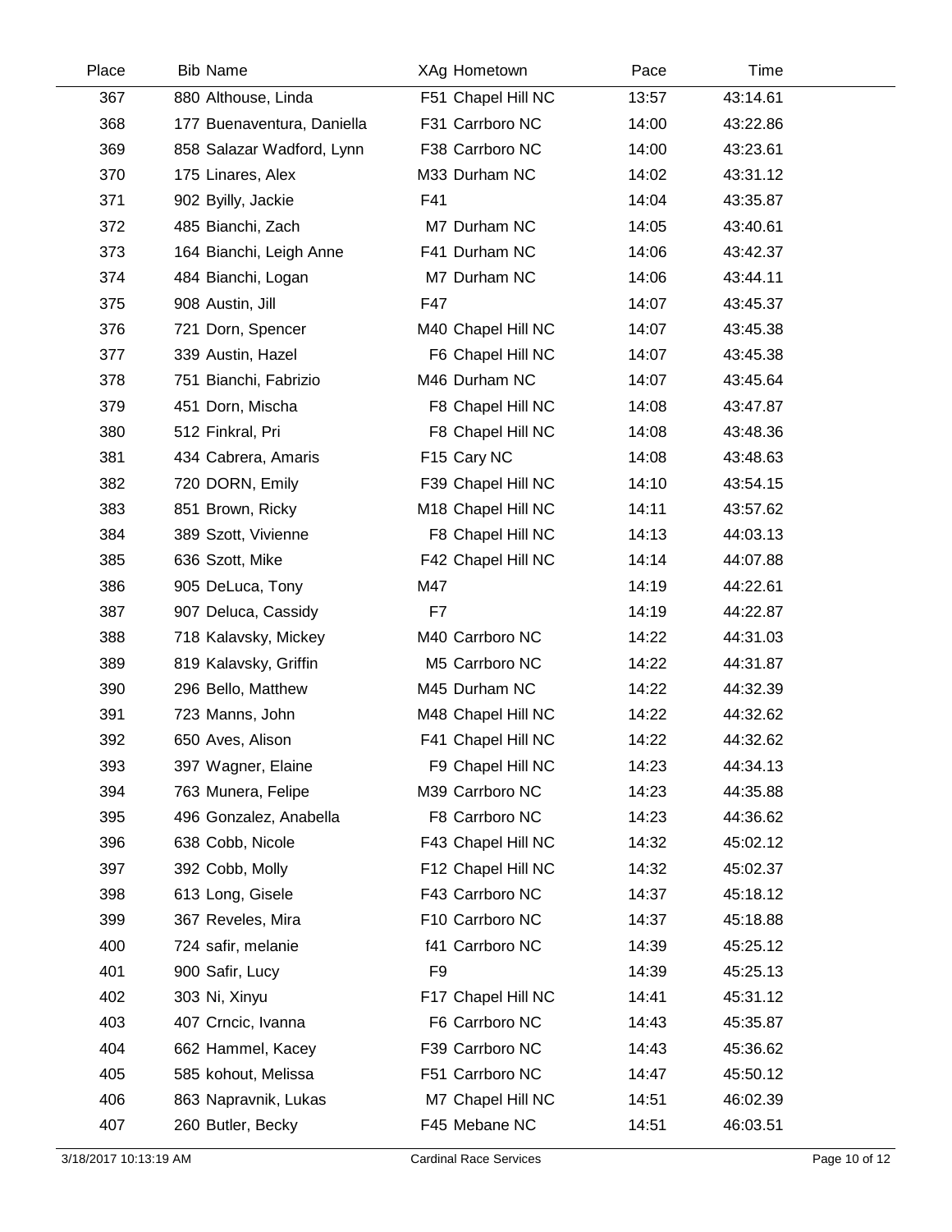| Place | Bib | Name | XAg | Hometown | Pace | Time |
|---|---|---|---|---|---|---|
| 367 | 880 | Althouse, Linda | F51 | Chapel Hill NC | 13:57 | 43:14.61 |
| 368 | 177 | Buenaventura, Daniella | F31 | Carrboro NC | 14:00 | 43:22.86 |
| 369 | 858 | Salazar Wadford, Lynn | F38 | Carrboro NC | 14:00 | 43:23.61 |
| 370 | 175 | Linares, Alex | M33 | Durham NC | 14:02 | 43:31.12 |
| 371 | 902 | Byilly, Jackie | F41 | | 14:04 | 43:35.87 |
| 372 | 485 | Bianchi, Zach | M7 | Durham NC | 14:05 | 43:40.61 |
| 373 | 164 | Bianchi, Leigh Anne | F41 | Durham NC | 14:06 | 43:42.37 |
| 374 | 484 | Bianchi, Logan | M7 | Durham NC | 14:06 | 43:44.11 |
| 375 | 908 | Austin, Jill | F47 | | 14:07 | 43:45.37 |
| 376 | 721 | Dorn, Spencer | M40 | Chapel Hill NC | 14:07 | 43:45.38 |
| 377 | 339 | Austin, Hazel | F6 | Chapel Hill NC | 14:07 | 43:45.38 |
| 378 | 751 | Bianchi, Fabrizio | M46 | Durham NC | 14:07 | 43:45.64 |
| 379 | 451 | Dorn, Mischa | F8 | Chapel Hill NC | 14:08 | 43:47.87 |
| 380 | 512 | Finkral, Pri | F8 | Chapel Hill NC | 14:08 | 43:48.36 |
| 381 | 434 | Cabrera, Amaris | F15 | Cary NC | 14:08 | 43:48.63 |
| 382 | 720 | DORN, Emily | F39 | Chapel Hill NC | 14:10 | 43:54.15 |
| 383 | 851 | Brown, Ricky | M18 | Chapel Hill NC | 14:11 | 43:57.62 |
| 384 | 389 | Szott, Vivienne | F8 | Chapel Hill NC | 14:13 | 44:03.13 |
| 385 | 636 | Szott, Mike | F42 | Chapel Hill NC | 14:14 | 44:07.88 |
| 386 | 905 | DeLuca, Tony | M47 | | 14:19 | 44:22.61 |
| 387 | 907 | Deluca, Cassidy | F7 | | 14:19 | 44:22.87 |
| 388 | 718 | Kalavsky, Mickey | M40 | Carrboro NC | 14:22 | 44:31.03 |
| 389 | 819 | Kalavsky, Griffin | M5 | Carrboro NC | 14:22 | 44:31.87 |
| 390 | 296 | Bello, Matthew | M45 | Durham NC | 14:22 | 44:32.39 |
| 391 | 723 | Manns, John | M48 | Chapel Hill NC | 14:22 | 44:32.62 |
| 392 | 650 | Aves, Alison | F41 | Chapel Hill NC | 14:22 | 44:32.62 |
| 393 | 397 | Wagner, Elaine | F9 | Chapel Hill NC | 14:23 | 44:34.13 |
| 394 | 763 | Munera, Felipe | M39 | Carrboro NC | 14:23 | 44:35.88 |
| 395 | 496 | Gonzalez, Anabella | F8 | Carrboro NC | 14:23 | 44:36.62 |
| 396 | 638 | Cobb, Nicole | F43 | Chapel Hill NC | 14:32 | 45:02.12 |
| 397 | 392 | Cobb, Molly | F12 | Chapel Hill NC | 14:32 | 45:02.37 |
| 398 | 613 | Long, Gisele | F43 | Carrboro NC | 14:37 | 45:18.12 |
| 399 | 367 | Reveles, Mira | F10 | Carrboro NC | 14:37 | 45:18.88 |
| 400 | 724 | safir, melanie | f41 | Carrboro NC | 14:39 | 45:25.12 |
| 401 | 900 | Safir, Lucy | F9 | | 14:39 | 45:25.13 |
| 402 | 303 | Ni, Xinyu | F17 | Chapel Hill NC | 14:41 | 45:31.12 |
| 403 | 407 | Crncic, Ivanna | F6 | Carrboro NC | 14:43 | 45:35.87 |
| 404 | 662 | Hammel, Kacey | F39 | Carrboro NC | 14:43 | 45:36.62 |
| 405 | 585 | kohout, Melissa | F51 | Carrboro NC | 14:47 | 45:50.12 |
| 406 | 863 | Napravnik, Lukas | M7 | Chapel Hill NC | 14:51 | 46:02.39 |
| 407 | 260 | Butler, Becky | F45 | Mebane NC | 14:51 | 46:03.51 |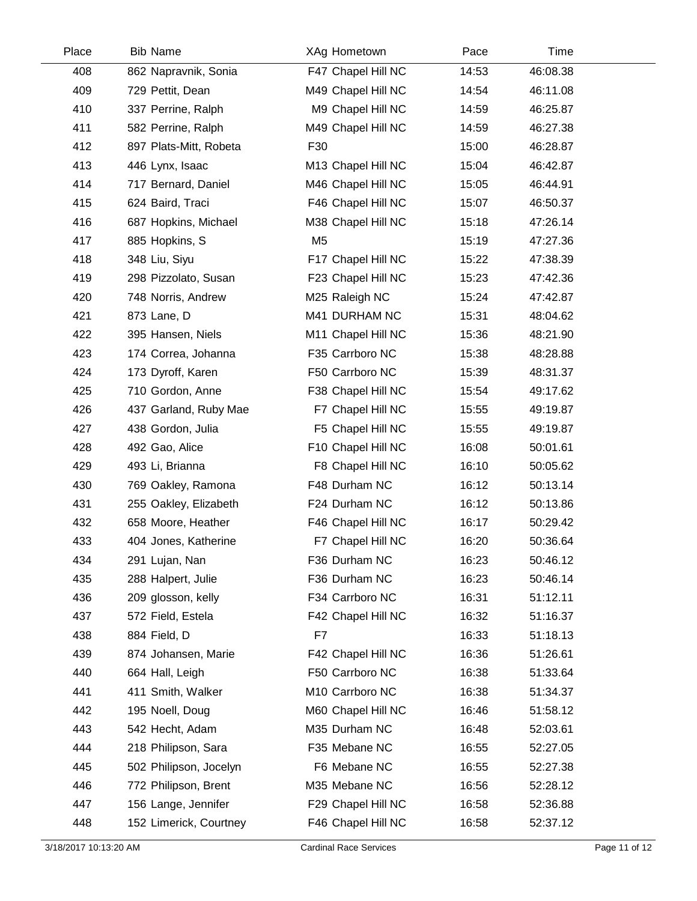| Place | Bib | Name | XAg | Hometown | Pace | Time |
|---|---|---|---|---|---|---|
| 408 | 862 | Napravnik, Sonia | F47 | Chapel Hill NC | 14:53 | 46:08.38 |
| 409 | 729 | Pettit, Dean | M49 | Chapel Hill NC | 14:54 | 46:11.08 |
| 410 | 337 | Perrine, Ralph | M9 | Chapel Hill NC | 14:59 | 46:25.87 |
| 411 | 582 | Perrine, Ralph | M49 | Chapel Hill NC | 14:59 | 46:27.38 |
| 412 | 897 | Plats-Mitt, Robeta | F30 | | 15:00 | 46:28.87 |
| 413 | 446 | Lynx, Isaac | M13 | Chapel Hill NC | 15:04 | 46:42.87 |
| 414 | 717 | Bernard, Daniel | M46 | Chapel Hill NC | 15:05 | 46:44.91 |
| 415 | 624 | Baird, Traci | F46 | Chapel Hill NC | 15:07 | 46:50.37 |
| 416 | 687 | Hopkins, Michael | M38 | Chapel Hill NC | 15:18 | 47:26.14 |
| 417 | 885 | Hopkins, S | M5 | | 15:19 | 47:27.36 |
| 418 | 348 | Liu, Siyu | F17 | Chapel Hill NC | 15:22 | 47:38.39 |
| 419 | 298 | Pizzolato, Susan | F23 | Chapel Hill NC | 15:23 | 47:42.36 |
| 420 | 748 | Norris, Andrew | M25 | Raleigh NC | 15:24 | 47:42.87 |
| 421 | 873 | Lane, D | M41 | DURHAM NC | 15:31 | 48:04.62 |
| 422 | 395 | Hansen, Niels | M11 | Chapel Hill NC | 15:36 | 48:21.90 |
| 423 | 174 | Correa, Johanna | F35 | Carrboro NC | 15:38 | 48:28.88 |
| 424 | 173 | Dyroff, Karen | F50 | Carrboro NC | 15:39 | 48:31.37 |
| 425 | 710 | Gordon, Anne | F38 | Chapel Hill NC | 15:54 | 49:17.62 |
| 426 | 437 | Garland, Ruby Mae | F7 | Chapel Hill NC | 15:55 | 49:19.87 |
| 427 | 438 | Gordon, Julia | F5 | Chapel Hill NC | 15:55 | 49:19.87 |
| 428 | 492 | Gao, Alice | F10 | Chapel Hill NC | 16:08 | 50:01.61 |
| 429 | 493 | Li, Brianna | F8 | Chapel Hill NC | 16:10 | 50:05.62 |
| 430 | 769 | Oakley, Ramona | F48 | Durham NC | 16:12 | 50:13.14 |
| 431 | 255 | Oakley, Elizabeth | F24 | Durham NC | 16:12 | 50:13.86 |
| 432 | 658 | Moore, Heather | F46 | Chapel Hill NC | 16:17 | 50:29.42 |
| 433 | 404 | Jones, Katherine | F7 | Chapel Hill NC | 16:20 | 50:36.64 |
| 434 | 291 | Lujan, Nan | F36 | Durham NC | 16:23 | 50:46.12 |
| 435 | 288 | Halpert, Julie | F36 | Durham NC | 16:23 | 50:46.14 |
| 436 | 209 | glosson, kelly | F34 | Carrboro NC | 16:31 | 51:12.11 |
| 437 | 572 | Field, Estela | F42 | Chapel Hill NC | 16:32 | 51:16.37 |
| 438 | 884 | Field, D | F7 | | 16:33 | 51:18.13 |
| 439 | 874 | Johansen, Marie | F42 | Chapel Hill NC | 16:36 | 51:26.61 |
| 440 | 664 | Hall, Leigh | F50 | Carrboro NC | 16:38 | 51:33.64 |
| 441 | 411 | Smith, Walker | M10 | Carrboro NC | 16:38 | 51:34.37 |
| 442 | 195 | Noell, Doug | M60 | Chapel Hill NC | 16:46 | 51:58.12 |
| 443 | 542 | Hecht, Adam | M35 | Durham NC | 16:48 | 52:03.61 |
| 444 | 218 | Philipson, Sara | F35 | Mebane NC | 16:55 | 52:27.05 |
| 445 | 502 | Philipson, Jocelyn | F6 | Mebane NC | 16:55 | 52:27.38 |
| 446 | 772 | Philipson, Brent | M35 | Mebane NC | 16:56 | 52:28.12 |
| 447 | 156 | Lange, Jennifer | F29 | Chapel Hill NC | 16:58 | 52:36.88 |
| 448 | 152 | Limerick, Courtney | F46 | Chapel Hill NC | 16:58 | 52:37.12 |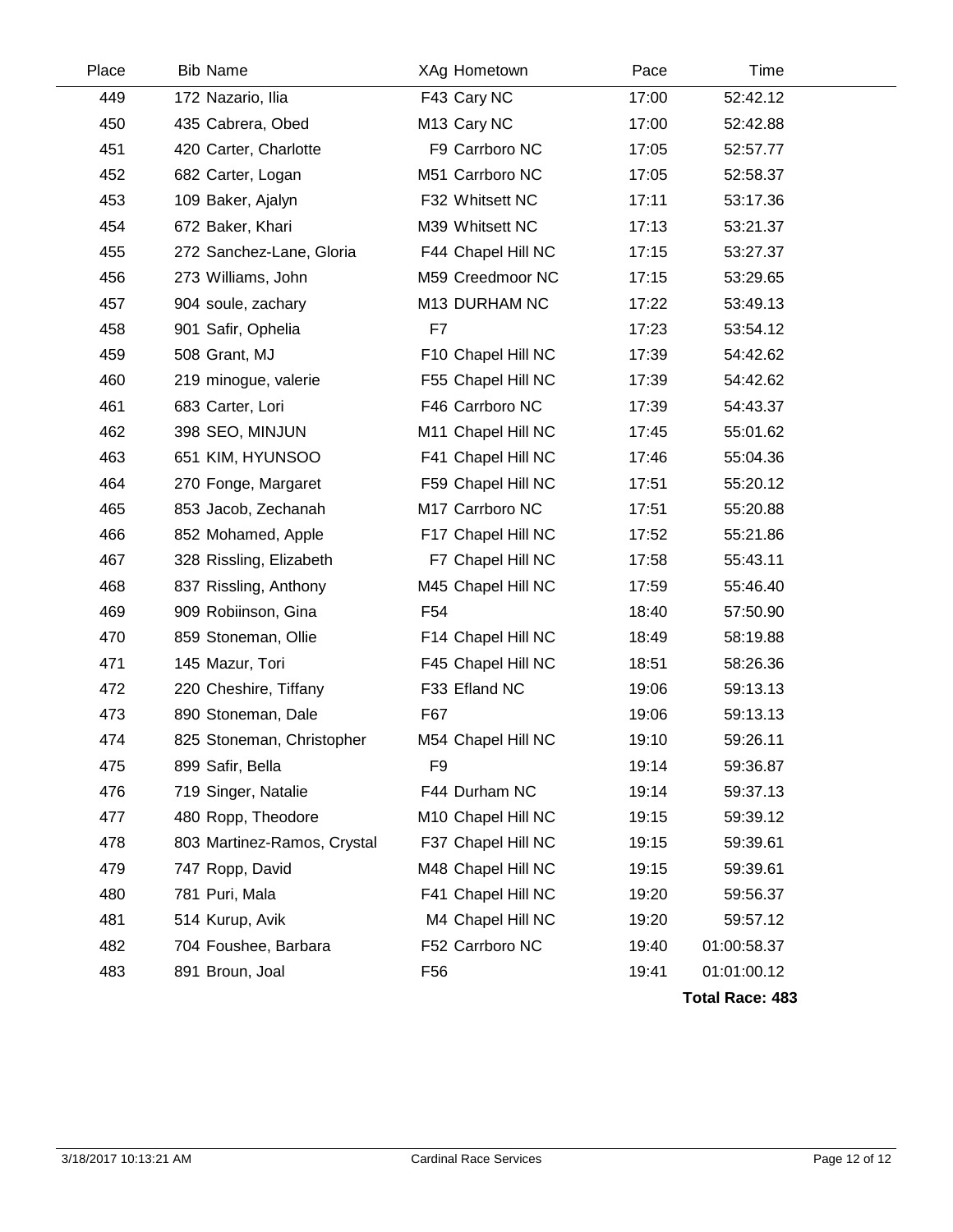| Place | Bib | Name | XAg | Hometown | Pace | Time |
|---|---|---|---|---|---|---|
| 449 | 172 | Nazario, Ilia | F43 | Cary NC | 17:00 | 52:42.12 |
| 450 | 435 | Cabrera, Obed | M13 | Cary NC | 17:00 | 52:42.88 |
| 451 | 420 | Carter, Charlotte | F9 | Carrboro NC | 17:05 | 52:57.77 |
| 452 | 682 | Carter, Logan | M51 | Carrboro NC | 17:05 | 52:58.37 |
| 453 | 109 | Baker, Ajalyn | F32 | Whitsett NC | 17:11 | 53:17.36 |
| 454 | 672 | Baker, Khari | M39 | Whitsett NC | 17:13 | 53:21.37 |
| 455 | 272 | Sanchez-Lane, Gloria | F44 | Chapel Hill NC | 17:15 | 53:27.37 |
| 456 | 273 | Williams, John | M59 | Creedmoor NC | 17:15 | 53:29.65 |
| 457 | 904 | soule, zachary | M13 | DURHAM NC | 17:22 | 53:49.13 |
| 458 | 901 | Safir, Ophelia | F7 | | 17:23 | 53:54.12 |
| 459 | 508 | Grant, MJ | F10 | Chapel Hill NC | 17:39 | 54:42.62 |
| 460 | 219 | minogue, valerie | F55 | Chapel Hill NC | 17:39 | 54:42.62 |
| 461 | 683 | Carter, Lori | F46 | Carrboro NC | 17:39 | 54:43.37 |
| 462 | 398 | SEO, MINJUN | M11 | Chapel Hill NC | 17:45 | 55:01.62 |
| 463 | 651 | KIM, HYUNSOO | F41 | Chapel Hill NC | 17:46 | 55:04.36 |
| 464 | 270 | Fonge, Margaret | F59 | Chapel Hill NC | 17:51 | 55:20.12 |
| 465 | 853 | Jacob, Zechanah | M17 | Carrboro NC | 17:51 | 55:20.88 |
| 466 | 852 | Mohamed, Apple | F17 | Chapel Hill NC | 17:52 | 55:21.86 |
| 467 | 328 | Rissling, Elizabeth | F7 | Chapel Hill NC | 17:58 | 55:43.11 |
| 468 | 837 | Rissling, Anthony | M45 | Chapel Hill NC | 17:59 | 55:46.40 |
| 469 | 909 | Robiinson, Gina | F54 | | 18:40 | 57:50.90 |
| 470 | 859 | Stoneman, Ollie | F14 | Chapel Hill NC | 18:49 | 58:19.88 |
| 471 | 145 | Mazur, Tori | F45 | Chapel Hill NC | 18:51 | 58:26.36 |
| 472 | 220 | Cheshire, Tiffany | F33 | Efland NC | 19:06 | 59:13.13 |
| 473 | 890 | Stoneman, Dale | F67 | | 19:06 | 59:13.13 |
| 474 | 825 | Stoneman, Christopher | M54 | Chapel Hill NC | 19:10 | 59:26.11 |
| 475 | 899 | Safir, Bella | F9 | | 19:14 | 59:36.87 |
| 476 | 719 | Singer, Natalie | F44 | Durham NC | 19:14 | 59:37.13 |
| 477 | 480 | Ropp, Theodore | M10 | Chapel Hill NC | 19:15 | 59:39.12 |
| 478 | 803 | Martinez-Ramos, Crystal | F37 | Chapel Hill NC | 19:15 | 59:39.61 |
| 479 | 747 | Ropp, David | M48 | Chapel Hill NC | 19:15 | 59:39.61 |
| 480 | 781 | Puri, Mala | F41 | Chapel Hill NC | 19:20 | 59:56.37 |
| 481 | 514 | Kurup, Avik | M4 | Chapel Hill NC | 19:20 | 59:57.12 |
| 482 | 704 | Foushee, Barbara | F52 | Carrboro NC | 19:40 | 01:00:58.37 |
| 483 | 891 | Broun, Joal | F56 | | 19:41 | 01:01:00.12 |

**Total Race: 483**

3/18/2017 10:13:21 AM    Cardinal Race Services